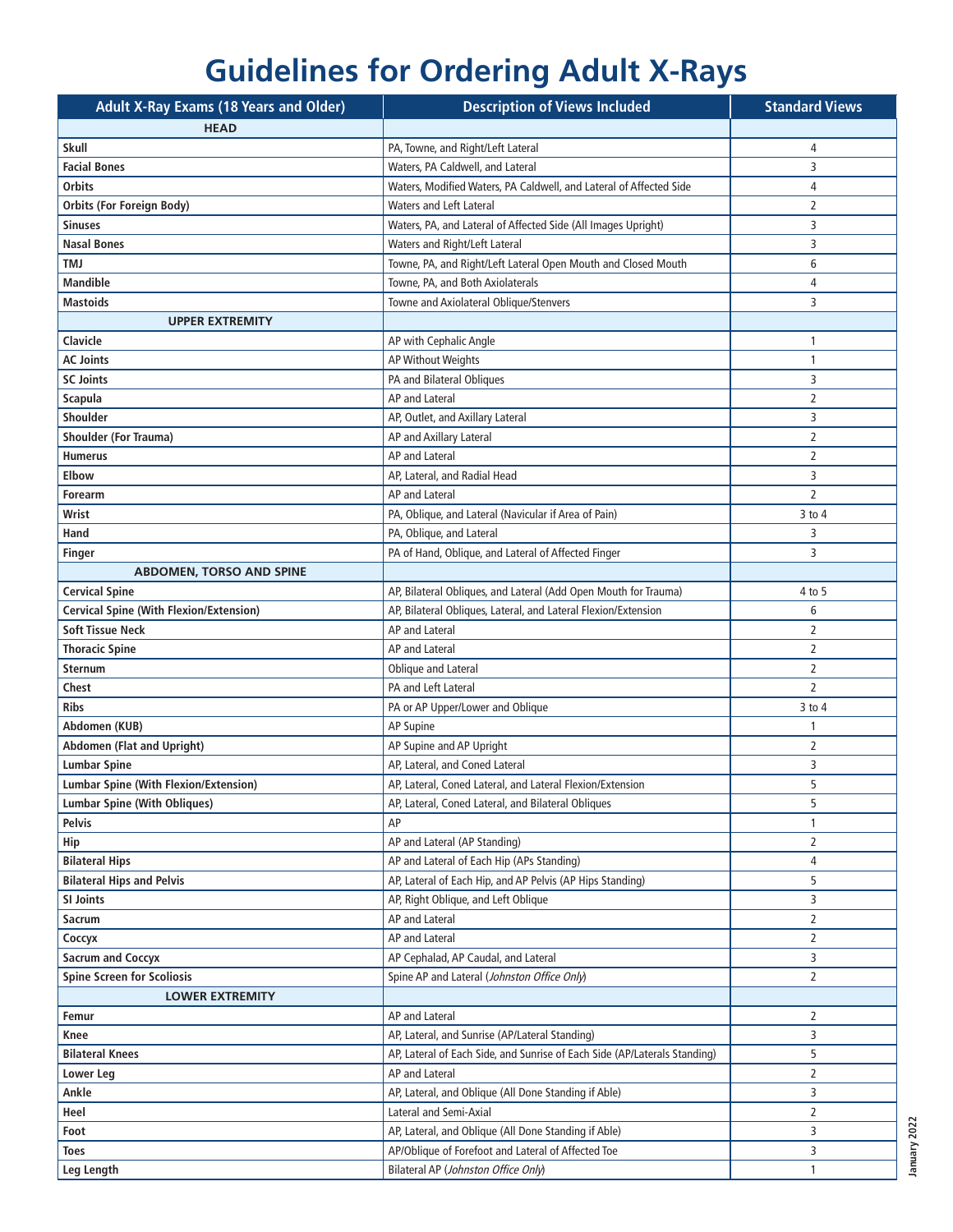# Guidelines for Ordering Adult X-Rays

| Adult X-Ray Exams (18 Years and Older) | Description of Views Included | Standard Views |
|---|---|---|
| **HEAD** | | |
| **Skull** | PA, Towne, and Right/Left Lateral | 4 |
| **Facial Bones** | Waters, PA Caldwell, and Lateral | 3 |
| **Orbits** | Waters, Modified Waters, PA Caldwell, and Lateral of Affected Side | 4 |
| **Orbits (For Foreign Body)** | Waters and Left Lateral | 2 |
| **Sinuses** | Waters, PA, and Lateral of Affected Side (All Images Upright) | 3 |
| **Nasal Bones** | Waters and Right/Left Lateral | 3 |
| **TMJ** | Towne, PA, and Right/Left Lateral Open Mouth and Closed Mouth | 6 |
| **Mandible** | Towne, PA, and Both Axiolaterals | 4 |
| **Mastoids** | Towne and Axiolateral Oblique/Stenvers | 3 |
| **UPPER EXTREMITY** | | |
| **Clavicle** | AP with Cephalic Angle | 1 |
| **AC Joints** | AP Without Weights | 1 |
| **SC Joints** | PA and Bilateral Obliques | 3 |
| **Scapula** | AP and Lateral | 2 |
| **Shoulder** | AP, Outlet, and Axillary Lateral | 3 |
| **Shoulder (For Trauma)** | AP and Axillary Lateral | 2 |
| **Humerus** | AP and Lateral | 2 |
| **Elbow** | AP, Lateral, and Radial Head | 3 |
| **Forearm** | AP and Lateral | 2 |
| **Wrist** | PA, Oblique, and Lateral (Navicular if Area of Pain) | 3 to 4 |
| **Hand** | PA, Oblique, and Lateral | 3 |
| **Finger** | PA of Hand, Oblique, and Lateral of Affected Finger | 3 |
| **ABDOMEN, TORSO AND SPINE** | | |
| **Cervical Spine** | AP, Bilateral Obliques, and Lateral (Add Open Mouth for Trauma) | 4 to 5 |
| **Cervical Spine (With Flexion/Extension)** | AP, Bilateral Obliques, Lateral, and Lateral Flexion/Extension | 6 |
| **Soft Tissue Neck** | AP and Lateral | 2 |
| **Thoracic Spine** | AP and Lateral | 2 |
| **Sternum** | Oblique and Lateral | 2 |
| **Chest** | PA and Left Lateral | 2 |
| **Ribs** | PA or AP Upper/Lower and Oblique | 3 to 4 |
| **Abdomen (KUB)** | AP Supine | 1 |
| **Abdomen (Flat and Upright)** | AP Supine and AP Upright | 2 |
| **Lumbar Spine** | AP, Lateral, and Coned Lateral | 3 |
| **Lumbar Spine (With Flexion/Extension)** | AP, Lateral, Coned Lateral, and Lateral Flexion/Extension | 5 |
| **Lumbar Spine (With Obliques)** | AP, Lateral, Coned Lateral, and Bilateral Obliques | 5 |
| **Pelvis** | AP | 1 |
| **Hip** | AP and Lateral (AP Standing) | 2 |
| **Bilateral Hips** | AP and Lateral of Each Hip (APs Standing) | 4 |
| **Bilateral Hips and Pelvis** | AP, Lateral of Each Hip, and AP Pelvis (AP Hips Standing) | 5 |
| **SI Joints** | AP, Right Oblique, and Left Oblique | 3 |
| **Sacrum** | AP and Lateral | 2 |
| **Coccyx** | AP and Lateral | 2 |
| **Sacrum and Coccyx** | AP Cephalad, AP Caudal, and Lateral | 3 |
| **Spine Screen for Scoliosis** | Spine AP and Lateral (*Johnston Office Only*) | 2 |
| **LOWER EXTREMITY** | | |
| **Femur** | AP and Lateral | 2 |
| **Knee** | AP, Lateral, and Sunrise (AP/Lateral Standing) | 3 |
| **Bilateral Knees** | AP, Lateral of Each Side, and Sunrise of Each Side (AP/Laterals Standing) | 5 |
| **Lower Leg** | AP and Lateral | 2 |
| **Ankle** | AP, Lateral, and Oblique (All Done Standing if Able) | 3 |
| **Heel** | Lateral and Semi-Axial | 2 |
| **Foot** | AP, Lateral, and Oblique (All Done Standing if Able) | 3 |
| **Toes** | AP/Oblique of Forefoot and Lateral of Affected Toe | 3 |
| **Leg Length** | Bilateral AP (*Johnston Office Only*) | 1 |

January 2022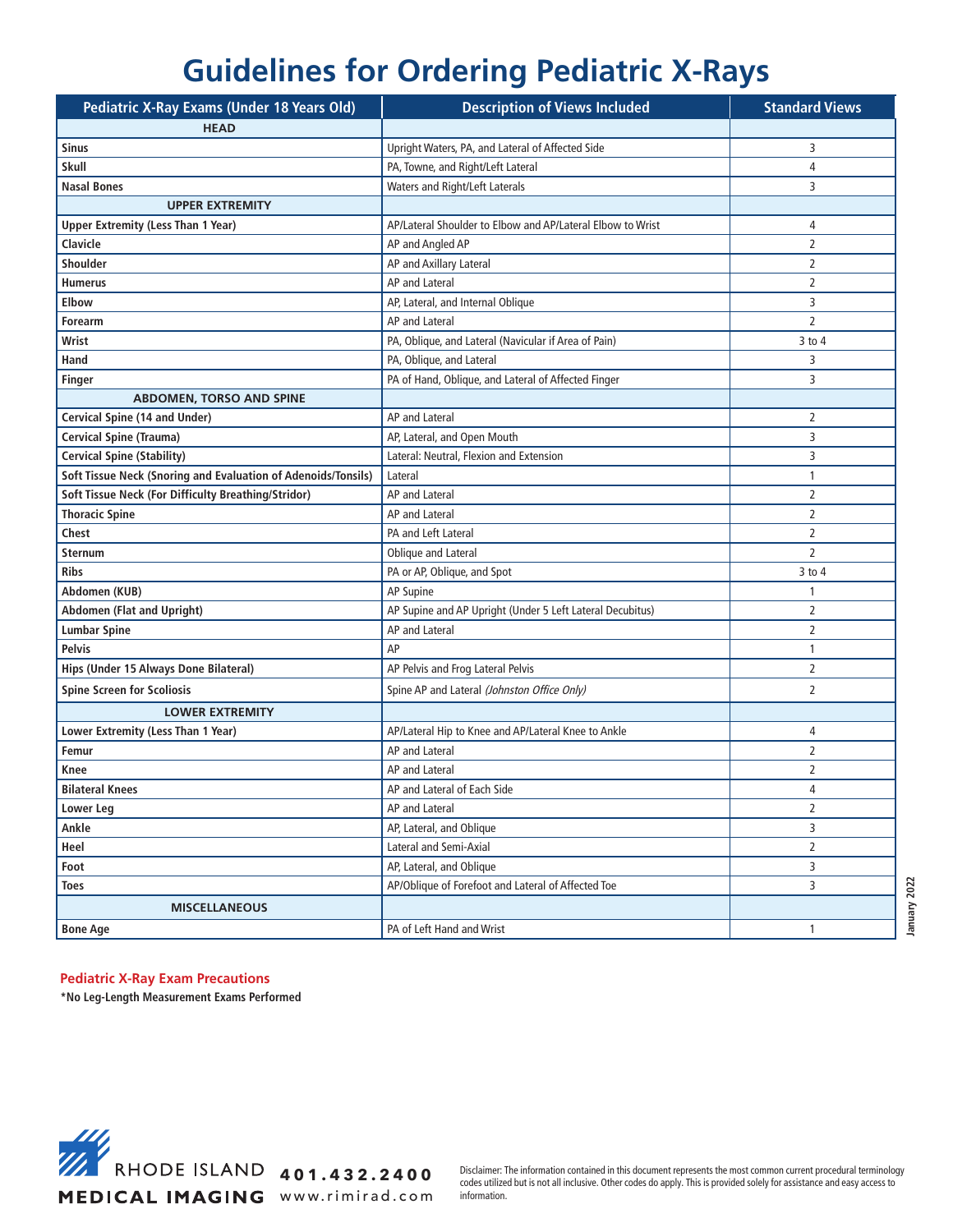# Guidelines for Ordering Pediatric X-Rays

| Pediatric X-Ray Exams (Under 18 Years Old) | Description of Views Included | Standard Views |
|---|---|---|
| **HEAD** | | |
| **Sinus** | Upright Waters, PA, and Lateral of Affected Side | 3 |
| **Skull** | PA, Towne, and Right/Left Lateral | 4 |
| **Nasal Bones** | Waters and Right/Left Laterals | 3 |
| **UPPER EXTREMITY** | | |
| **Upper Extremity (Less Than 1 Year)** | AP/Lateral Shoulder to Elbow and AP/Lateral Elbow to Wrist | 4 |
| **Clavicle** | AP and Angled AP | 2 |
| **Shoulder** | AP and Axillary Lateral | 2 |
| **Humerus** | AP and Lateral | 2 |
| **Elbow** | AP, Lateral, and Internal Oblique | 3 |
| **Forearm** | AP and Lateral | 2 |
| **Wrist** | PA, Oblique, and Lateral (Navicular if Area of Pain) | 3 to 4 |
| **Hand** | PA, Oblique, and Lateral | 3 |
| **Finger** | PA of Hand, Oblique, and Lateral of Affected Finger | 3 |
| **ABDOMEN, TORSO AND SPINE** | | |
| **Cervical Spine (14 and Under)** | AP and Lateral | 2 |
| **Cervical Spine (Trauma)** | AP, Lateral, and Open Mouth | 3 |
| **Cervical Spine (Stability)** | Lateral: Neutral, Flexion and Extension | 3 |
| **Soft Tissue Neck (Snoring and Evaluation of Adenoids/Tonsils)** | Lateral | 1 |
| **Soft Tissue Neck (For Difficulty Breathing/Stridor)** | AP and Lateral | 2 |
| **Thoracic Spine** | AP and Lateral | 2 |
| **Chest** | PA and Left Lateral | 2 |
| **Sternum** | Oblique and Lateral | 2 |
| **Ribs** | PA or AP, Oblique, and Spot | 3 to 4 |
| **Abdomen (KUB)** | AP Supine | 1 |
| **Abdomen (Flat and Upright)** | AP Supine and AP Upright (Under 5 Left Lateral Decubitus) | 2 |
| **Lumbar Spine** | AP and Lateral | 2 |
| **Pelvis** | AP | 1 |
| **Hips (Under 15 Always Done Bilateral)** | AP Pelvis and Frog Lateral Pelvis | 2 |
| **Spine Screen for Scoliosis** | Spine AP and Lateral *(Johnston Office Only)* | 2 |
| **LOWER EXTREMITY** | | |
| **Lower Extremity (Less Than 1 Year)** | AP/Lateral Hip to Knee and AP/Lateral Knee to Ankle | 4 |
| **Femur** | AP and Lateral | 2 |
| **Knee** | AP and Lateral | 2 |
| **Bilateral Knees** | AP and Lateral of Each Side | 4 |
| **Lower Leg** | AP and Lateral | 2 |
| **Ankle** | AP, Lateral, and Oblique | 3 |
| **Heel** | Lateral and Semi-Axial | 2 |
| **Foot** | AP, Lateral, and Oblique | 3 |
| **Toes** | AP/Oblique of Forefoot and Lateral of Affected Toe | 3 |
| **MISCELLANEOUS** | | |
| **Bone Age** | PA of Left Hand and Wrist | 1 |

January 2022

**Pediatric X-Ray Exam Precautions**

**\*No Leg-Length Measurement Exams Performed**

RHODE ISLAND MEDICAL IMAGING **401.432.2400** www.rimirad.com

Disclaimer: The information contained in this document represents the most common current procedural terminology codes utilized but is not all inclusive. Other codes do apply. This is provided solely for assistance and easy access to information.